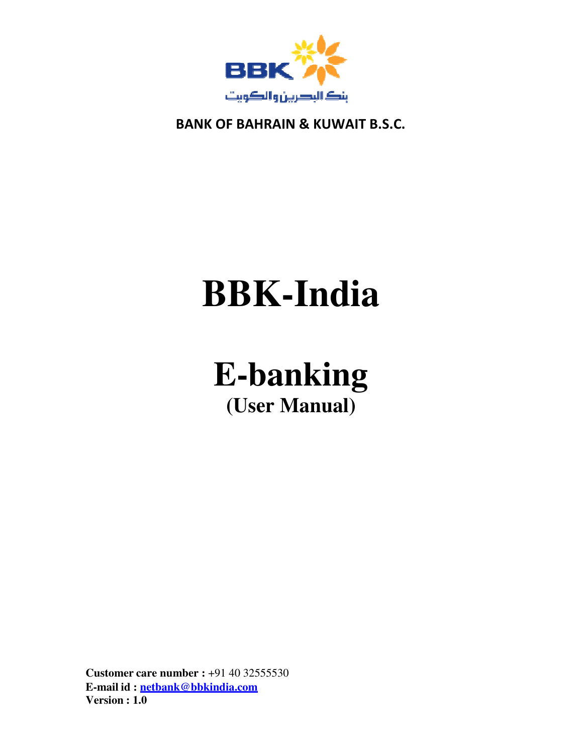BANK OF BAHRAIN & KUWAIT B.S.C.

# BBK-India

# E-banking

## (User Manual)

**Customer care number :** +91 40 32555530
**E-mail id :** netbank@bbkindia.com
**Version : 1.0**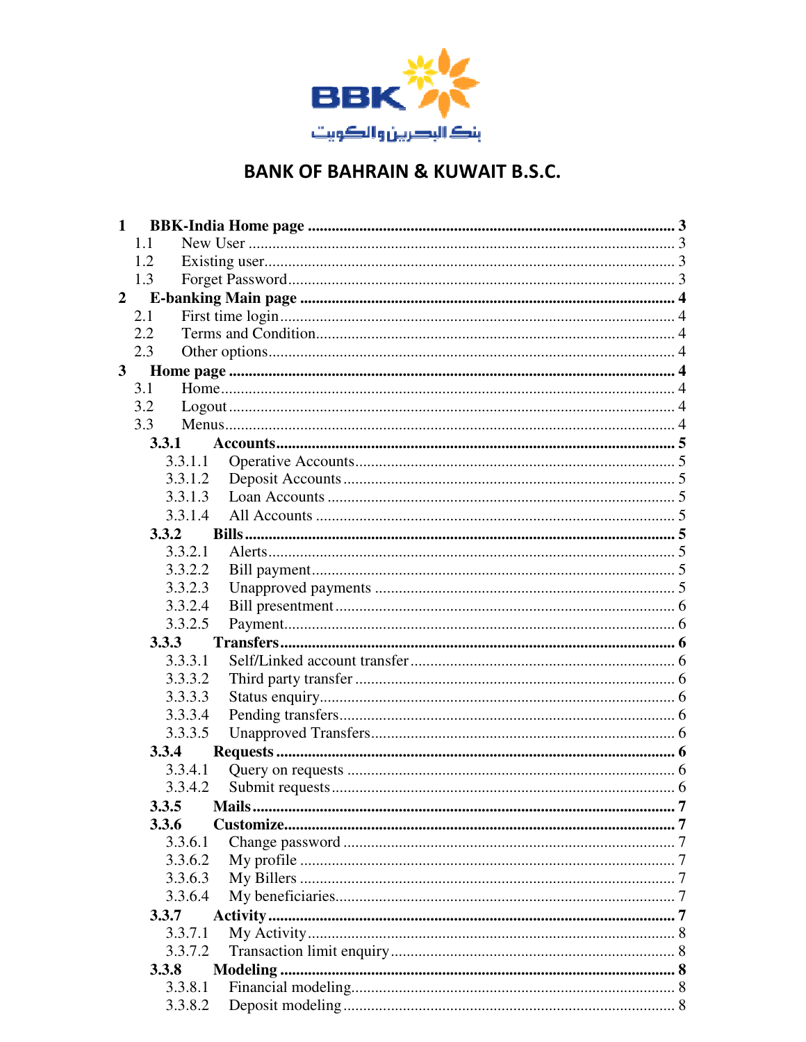بنك البحرين والكويت

# BANK OF BAHRAIN & KUWAIT B.S.C.

**1 BBK-India Home page** ........ **3**
- 1.1 New User ........ 3
- 1.2 Existing user ........ 3
- 1.3 Forget Password ........ 3

**2 E-banking Main page** ........ **4**
- 2.1 First time login ........ 4
- 2.2 Terms and Condition ........ 4
- 2.3 Other options ........ 4

**3 Home page** ........ **4**
- 3.1 Home ........ 4
- 3.2 Logout ........ 4
- 3.3 Menus ........ 4
  - **3.3.1 Accounts** ........ **5**
    - 3.3.1.1 Operative Accounts ........ 5
    - 3.3.1.2 Deposit Accounts ........ 5
    - 3.3.1.3 Loan Accounts ........ 5
    - 3.3.1.4 All Accounts ........ 5
  - **3.3.2 Bills** ........ **5**
    - 3.3.2.1 Alerts ........ 5
    - 3.3.2.2 Bill payment ........ 5
    - 3.3.2.3 Unapproved payments ........ 5
    - 3.3.2.4 Bill presentment ........ 6
    - 3.3.2.5 Payment ........ 6
  - **3.3.3 Transfers** ........ **6**
    - 3.3.3.1 Self/Linked account transfer ........ 6
    - 3.3.3.2 Third party transfer ........ 6
    - 3.3.3.3 Status enquiry ........ 6
    - 3.3.3.4 Pending transfers ........ 6
    - 3.3.3.5 Unapproved Transfers ........ 6
  - **3.3.4 Requests** ........ **6**
    - 3.3.4.1 Query on requests ........ 6
    - 3.3.4.2 Submit requests ........ 6
  - **3.3.5 Mails** ........ **7**
  - **3.3.6 Customize** ........ **7**
    - 3.3.6.1 Change password ........ 7
    - 3.3.6.2 My profile ........ 7
    - 3.3.6.3 My Billers ........ 7
    - 3.3.6.4 My beneficiaries ........ 7
  - **3.3.7 Activity** ........ **7**
    - 3.3.7.1 My Activity ........ 8
    - 3.3.7.2 Transaction limit enquiry ........ 8
  - **3.3.8 Modeling** ........ **8**
    - 3.3.8.1 Financial modeling ........ 8
    - 3.3.8.2 Deposit modeling ........ 8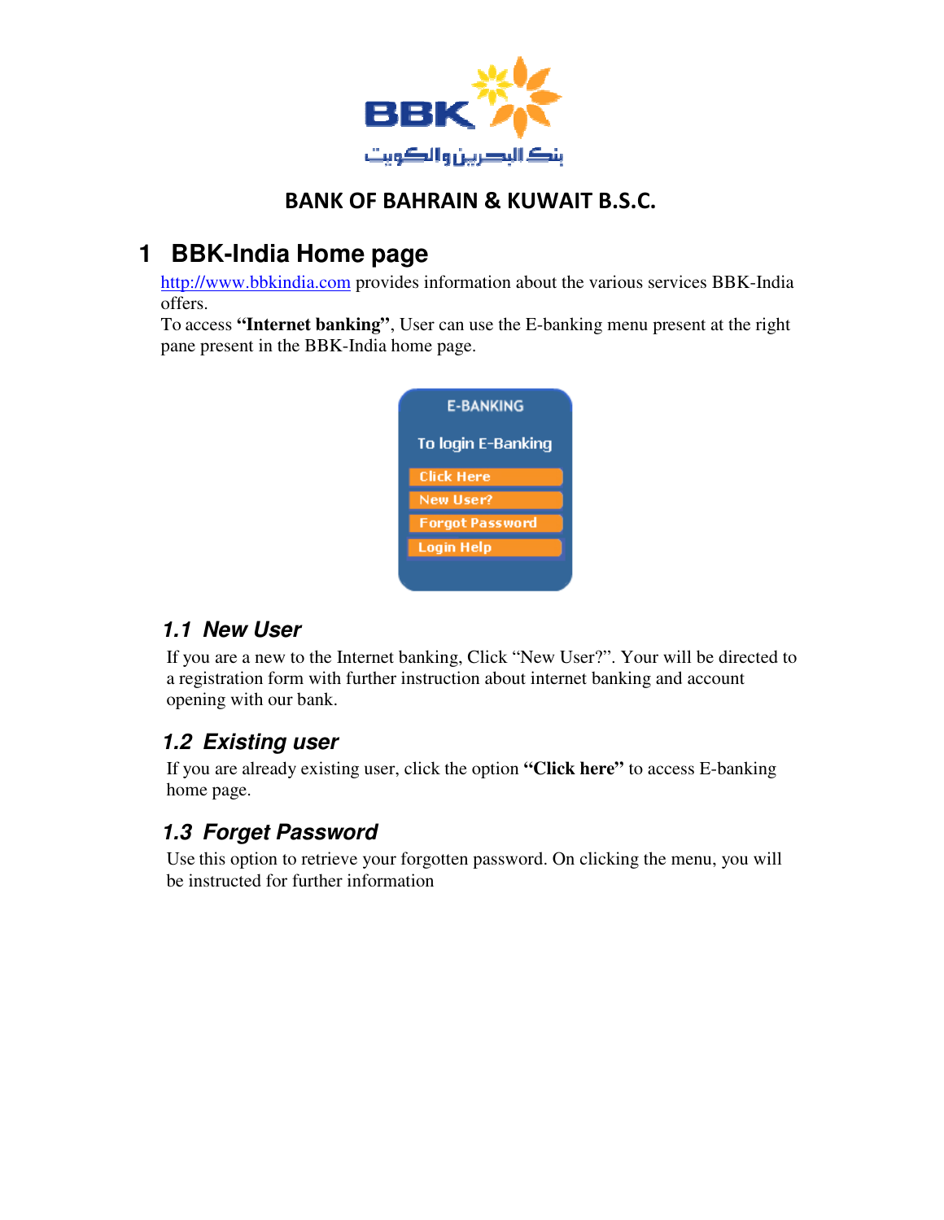BBK

بنك البحرين والكويت

**BANK OF BAHRAIN & KUWAIT B.S.C.**

# 1 BBK-India Home page

http://www.bbkindia.com provides information about the various services BBK-India offers.

To access **"Internet banking"**, User can use the E-banking menu present at the right pane present in the BBK-India home page.

E-BANKING

To login E-Banking

Click Here

New User?

Forgot Password

Login Help

## *1.1 New User*

If you are a new to the Internet banking, Click "New User?". Your will be directed to a registration form with further instruction about internet banking and account opening with our bank.

## *1.2 Existing user*

If you are already existing user, click the option **"Click here"** to access E-banking home page.

## *1.3 Forget Password*

Use this option to retrieve your forgotten password. On clicking the menu, you will be instructed for further information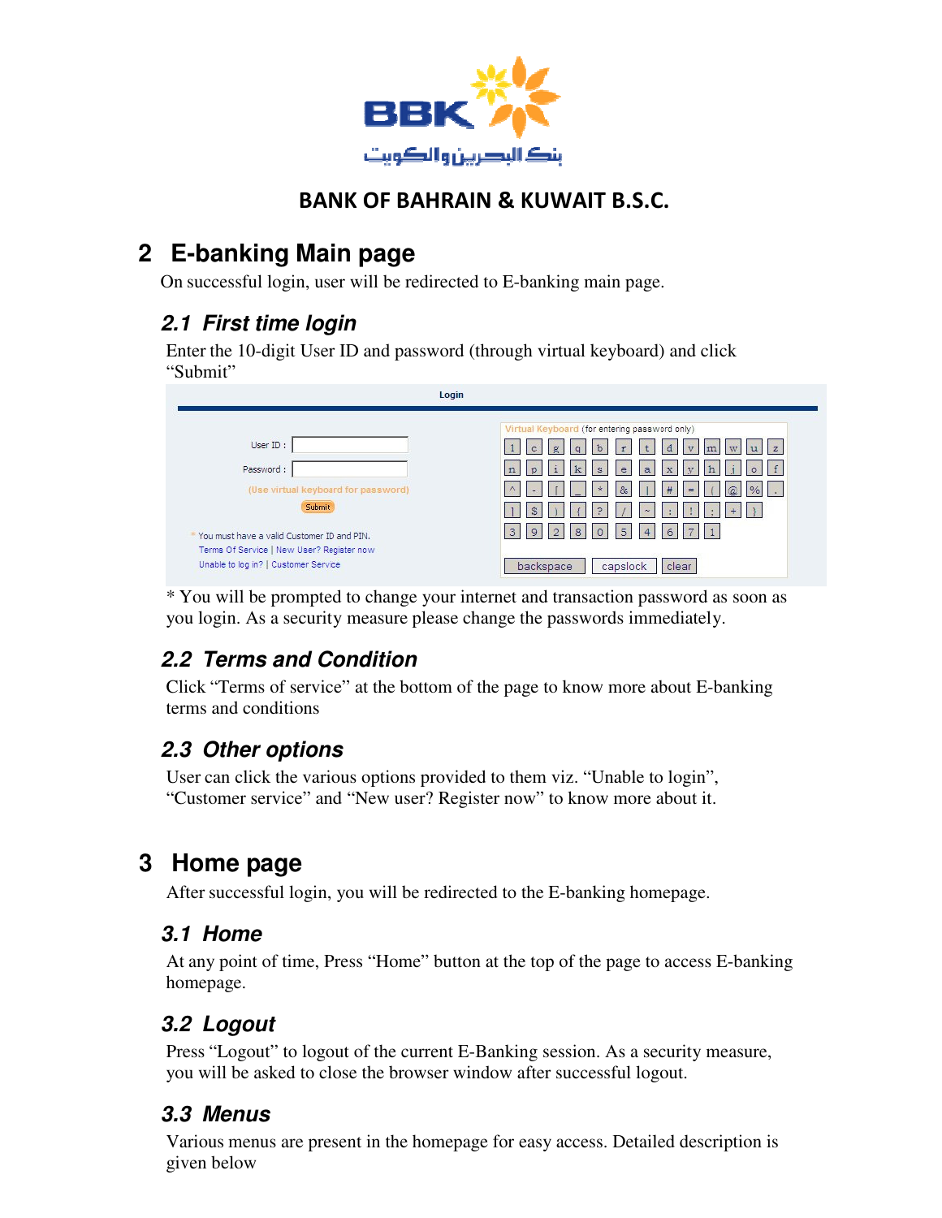# 2 E-banking Main page

On successful login, user will be redirected to E-banking main page.

## 2.1 First time login

Enter the 10-digit User ID and password (through virtual keyboard) and click "Submit"

* You will be prompted to change your internet and transaction password as soon as you login. As a security measure please change the passwords immediately.

## 2.2 Terms and Condition

Click "Terms of service" at the bottom of the page to know more about E-banking terms and conditions

## 2.3 Other options

User can click the various options provided to them viz. "Unable to login", "Customer service" and "New user? Register now" to know more about it.

# 3 Home page

After successful login, you will be redirected to the E-banking homepage.

## 3.1 Home

At any point of time, Press "Home" button at the top of the page to access E-banking homepage.

## 3.2 Logout

Press "Logout" to logout of the current E-Banking session. As a security measure, you will be asked to close the browser window after successful logout.

## 3.3 Menus

Various menus are present in the homepage for easy access. Detailed description is given below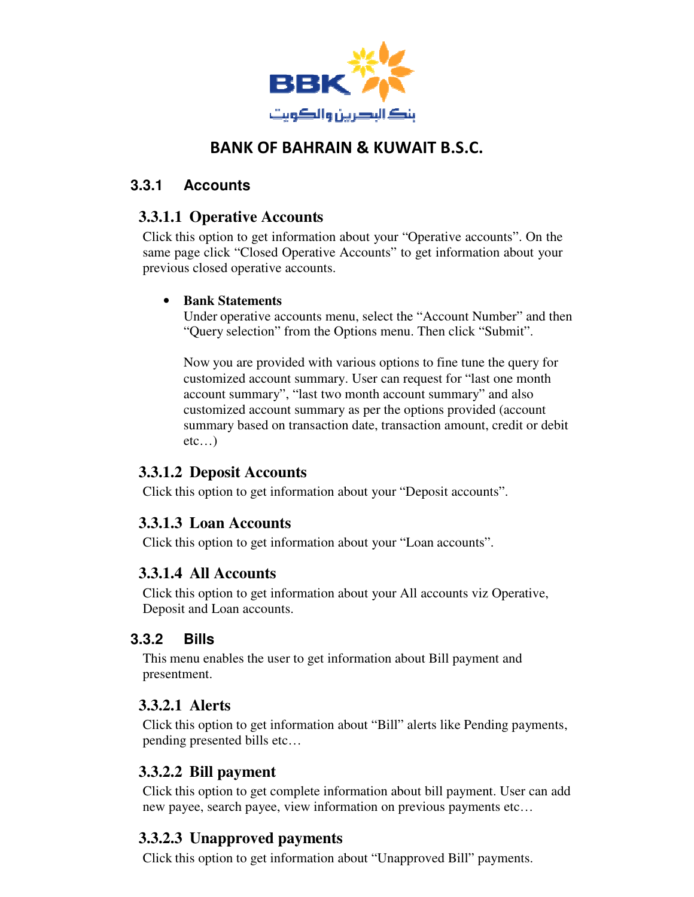### 3.3.1 Accounts

#### 3.3.1.1 Operative Accounts

Click this option to get information about your "Operative accounts". On the same page click "Closed Operative Accounts" to get information about your previous closed operative accounts.

- **Bank Statements**
  Under operative accounts menu, select the "Account Number" and then "Query selection" from the Options menu. Then click "Submit".

  Now you are provided with various options to fine tune the query for customized account summary. User can request for "last one month account summary", "last two month account summary" and also customized account summary as per the options provided (account summary based on transaction date, transaction amount, credit or debit etc…)

#### 3.3.1.2 Deposit Accounts

Click this option to get information about your "Deposit accounts".

#### 3.3.1.3 Loan Accounts

Click this option to get information about your "Loan accounts".

#### 3.3.1.4 All Accounts

Click this option to get information about your All accounts viz Operative, Deposit and Loan accounts.

### 3.3.2 Bills

This menu enables the user to get information about Bill payment and presentment.

#### 3.3.2.1 Alerts

Click this option to get information about "Bill" alerts like Pending payments, pending presented bills etc…

#### 3.3.2.2 Bill payment

Click this option to get complete information about bill payment. User can add new payee, search payee, view information on previous payments etc…

#### 3.3.2.3 Unapproved payments

Click this option to get information about "Unapproved Bill" payments.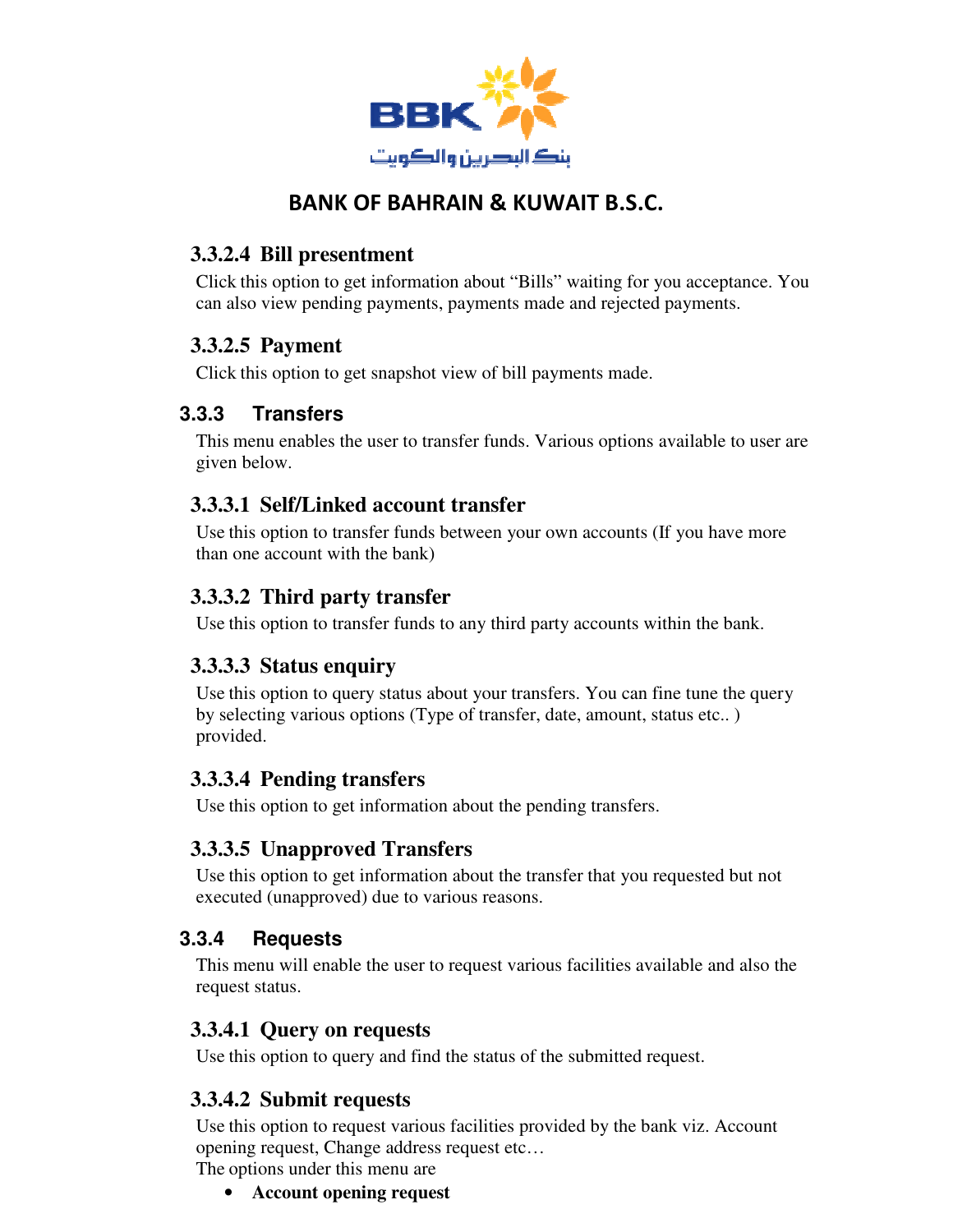#### 3.3.2.4 Bill presentment

Click this option to get information about "Bills" waiting for you acceptance. You can also view pending payments, payments made and rejected payments.

#### 3.3.2.5 Payment

Click this option to get snapshot view of bill payments made.

### 3.3.3 Transfers

This menu enables the user to transfer funds. Various options available to user are given below.

#### 3.3.3.1 Self/Linked account transfer

Use this option to transfer funds between your own accounts (If you have more than one account with the bank)

#### 3.3.3.2 Third party transfer

Use this option to transfer funds to any third party accounts within the bank.

#### 3.3.3.3 Status enquiry

Use this option to query status about your transfers. You can fine tune the query by selecting various options (Type of transfer, date, amount, status etc.. ) provided.

#### 3.3.3.4 Pending transfers

Use this option to get information about the pending transfers.

#### 3.3.3.5 Unapproved Transfers

Use this option to get information about the transfer that you requested but not executed (unapproved) due to various reasons.

### 3.3.4 Requests

This menu will enable the user to request various facilities available and also the request status.

#### 3.3.4.1 Query on requests

Use this option to query and find the status of the submitted request.

#### 3.3.4.2 Submit requests

Use this option to request various facilities provided by the bank viz. Account opening request, Change address request etc…
The options under this menu are

- **Account opening request**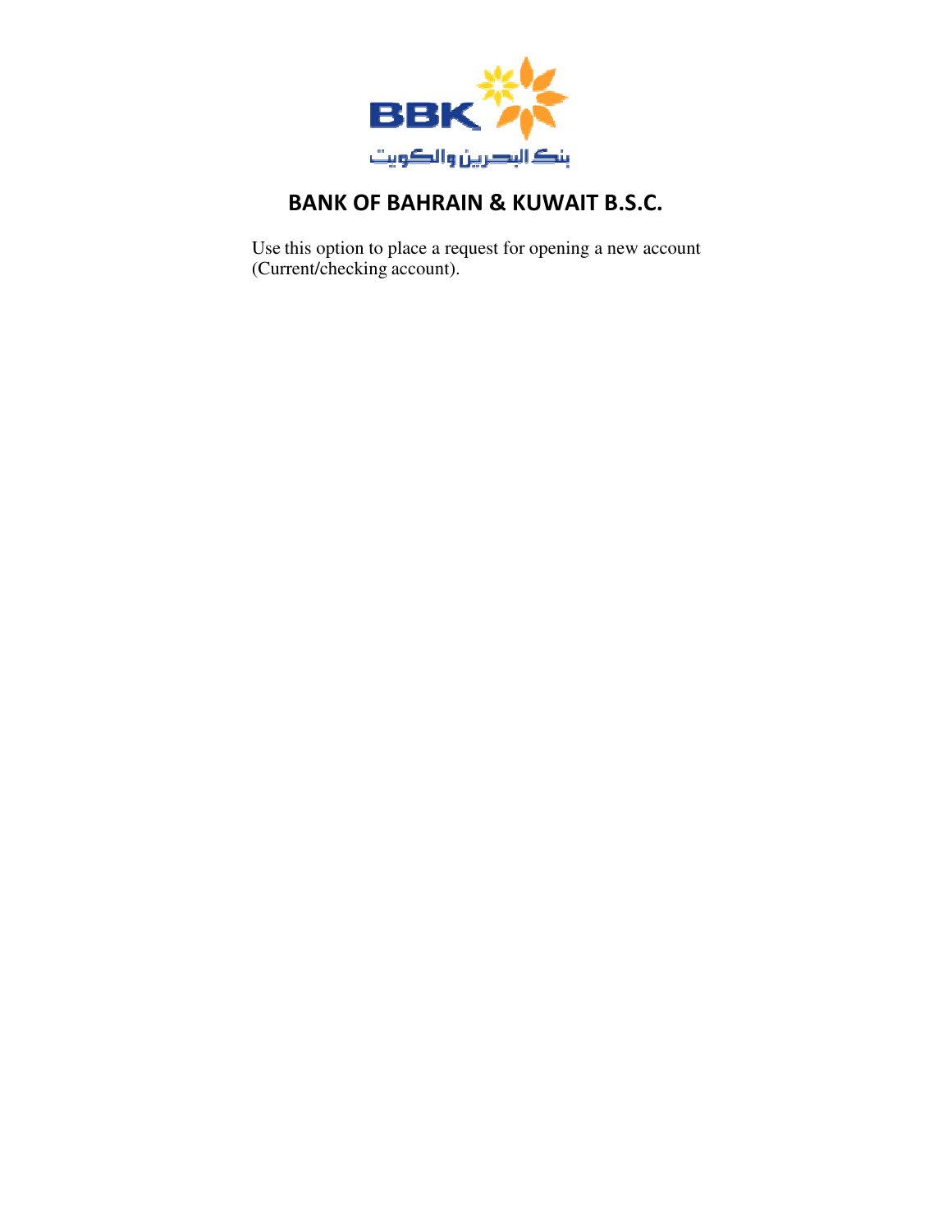# BANK OF BAHRAIN & KUWAIT B.S.C.

Use this option to place a request for opening a new account (Current/checking account).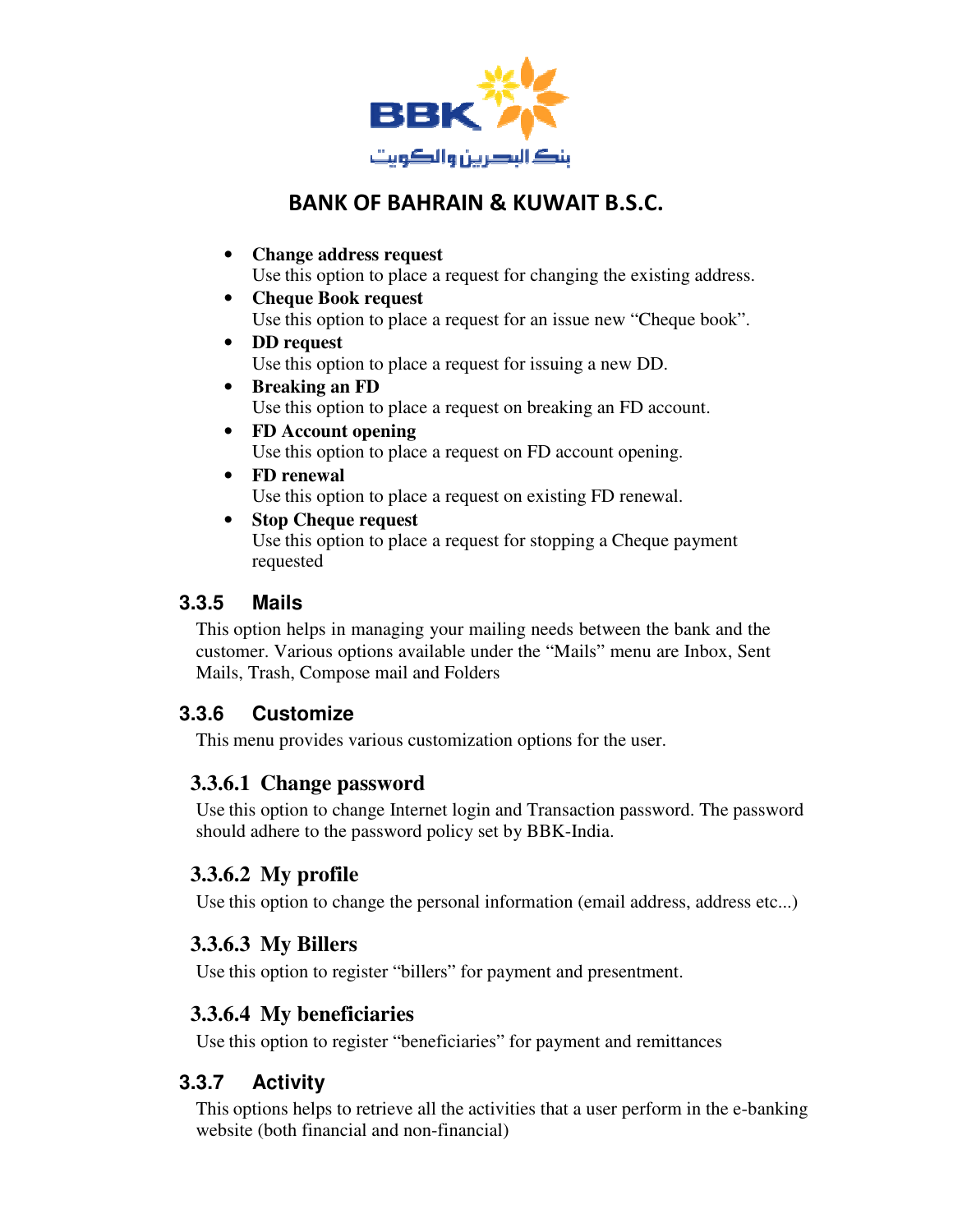- **Change address request**
  Use this option to place a request for changing the existing address.
- **Cheque Book request**
  Use this option to place a request for an issue new "Cheque book".
- **DD request**
  Use this option to place a request for issuing a new DD.
- **Breaking an FD**
  Use this option to place a request on breaking an FD account.
- **FD Account opening**
  Use this option to place a request on FD account opening.
- **FD renewal**
  Use this option to place a request on existing FD renewal.
- **Stop Cheque request**
  Use this option to place a request for stopping a Cheque payment requested

### 3.3.5 Mails

This option helps in managing your mailing needs between the bank and the customer. Various options available under the "Mails" menu are Inbox, Sent Mails, Trash, Compose mail and Folders

### 3.3.6 Customize

This menu provides various customization options for the user.

#### 3.3.6.1 Change password

Use this option to change Internet login and Transaction password. The password should adhere to the password policy set by BBK-India.

#### 3.3.6.2 My profile

Use this option to change the personal information (email address, address etc...)

#### 3.3.6.3 My Billers

Use this option to register "billers" for payment and presentment.

#### 3.3.6.4 My beneficiaries

Use this option to register "beneficiaries" for payment and remittances

### 3.3.7 Activity

This options helps to retrieve all the activities that a user perform in the e-banking website (both financial and non-financial)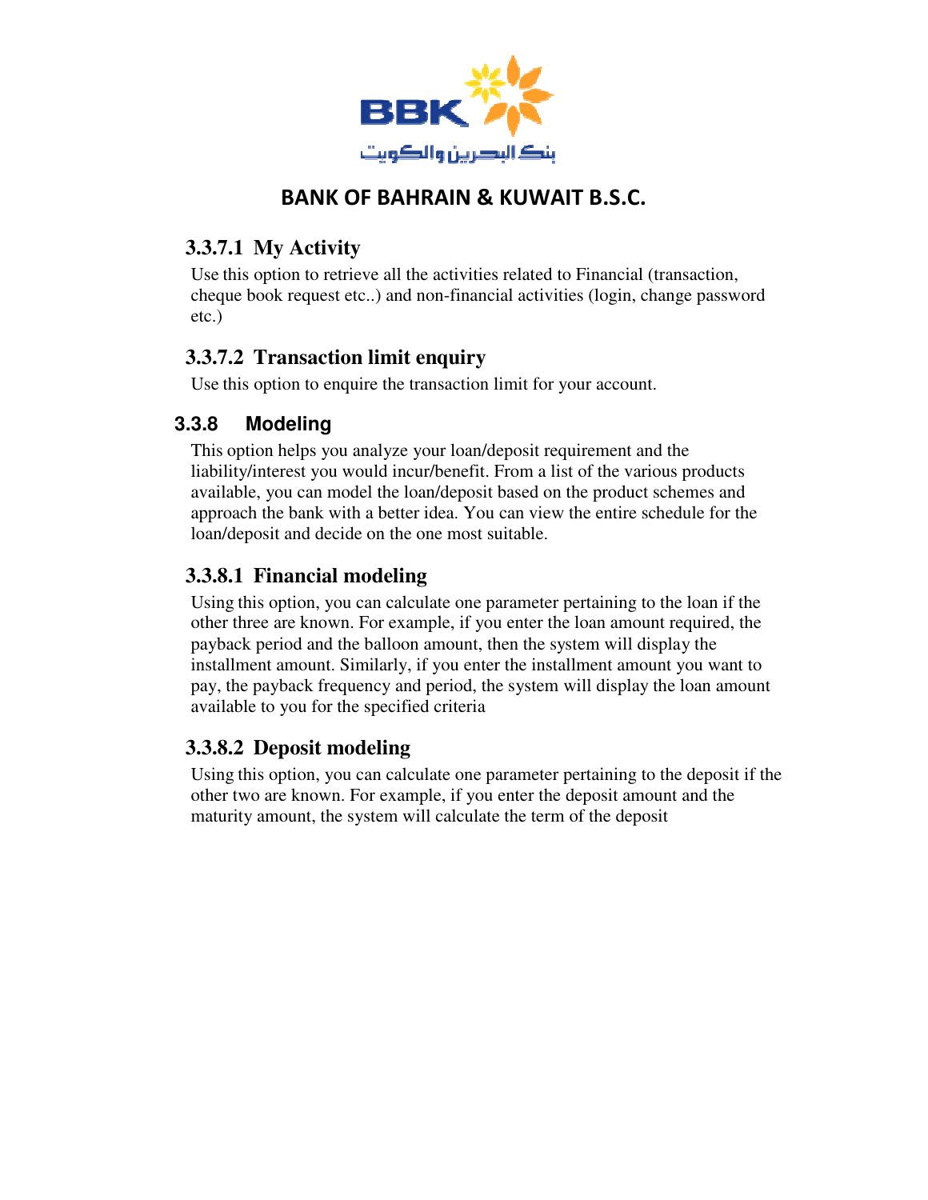#### 3.3.7.1 My Activity

Use this option to retrieve all the activities related to Financial (transaction, cheque book request etc..) and non-financial activities (login, change password etc.)

#### 3.3.7.2 Transaction limit enquiry

Use this option to enquire the transaction limit for your account.

### 3.3.8 Modeling

This option helps you analyze your loan/deposit requirement and the liability/interest you would incur/benefit. From a list of the various products available, you can model the loan/deposit based on the product schemes and approach the bank with a better idea. You can view the entire schedule for the loan/deposit and decide on the one most suitable.

#### 3.3.8.1 Financial modeling

Using this option, you can calculate one parameter pertaining to the loan if the other three are known. For example, if you enter the loan amount required, the payback period and the balloon amount, then the system will display the installment amount. Similarly, if you enter the installment amount you want to pay, the payback frequency and period, the system will display the loan amount available to you for the specified criteria

#### 3.3.8.2 Deposit modeling

Using this option, you can calculate one parameter pertaining to the deposit if the other two are known. For example, if you enter the deposit amount and the maturity amount, the system will calculate the term of the deposit